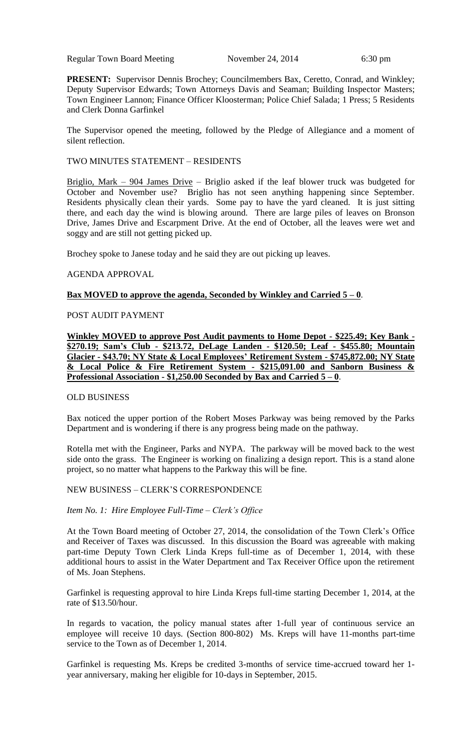Regular Town Board Meeting November 24, 2014 6:30 pm

**PRESENT:** Supervisor Dennis Brochey; Councilmembers Bax, Ceretto, Conrad, and Winkley; Deputy Supervisor Edwards; Town Attorneys Davis and Seaman; Building Inspector Masters; Town Engineer Lannon; Finance Officer Kloosterman; Police Chief Salada; 1 Press; 5 Residents and Clerk Donna Garfinkel

The Supervisor opened the meeting, followed by the Pledge of Allegiance and a moment of silent reflection.

TWO MINUTES STATEMENT – RESIDENTS

Briglio, Mark – 904 James Drive – Briglio asked if the leaf blower truck was budgeted for October and November use? Briglio has not seen anything happening since September. Residents physically clean their yards. Some pay to have the yard cleaned. It is just sitting there, and each day the wind is blowing around. There are large piles of leaves on Bronson Drive, James Drive and Escarpment Drive. At the end of October, all the leaves were wet and soggy and are still not getting picked up.

Brochey spoke to Janese today and he said they are out picking up leaves.

AGENDA APPROVAL

**Bax MOVED to approve the agenda, Seconded by Winkley and Carried 5 – 0.**

POST AUDIT PAYMENT

**Winkley MOVED to approve Post Audit payments to Home Depot - $225.49; Key Bank - $270.19; Sam's Club - $213.72, DeLage Landen - $120.50; Leaf - $455.80; Mountain Glacier - $43.70; NY State & Local Employees' Retirement System - $745,872.00; NY State & Local Police & Fire Retirement System - $215,091.00 and Sanborn Business & Professional Association - $1,250.00 Seconded by Bax and Carried 5 – 0.**

OLD BUSINESS

Bax noticed the upper portion of the Robert Moses Parkway was being removed by the Parks Department and is wondering if there is any progress being made on the pathway.

Rotella met with the Engineer, Parks and NYPA. The parkway will be moved back to the west side onto the grass. The Engineer is working on finalizing a design report. This is a stand alone project, so no matter what happens to the Parkway this will be fine.

NEW BUSINESS – CLERK'S CORRESPONDENCE

*Item No. 1: Hire Employee Full-Time – Clerk's Office*

At the Town Board meeting of October 27, 2014, the consolidation of the Town Clerk's Office and Receiver of Taxes was discussed. In this discussion the Board was agreeable with making part-time Deputy Town Clerk Linda Kreps full-time as of December 1, 2014, with these additional hours to assist in the Water Department and Tax Receiver Office upon the retirement of Ms. Joan Stephens.

Garfinkel is requesting approval to hire Linda Kreps full-time starting December 1, 2014, at the rate of $13.50/hour.

In regards to vacation, the policy manual states after 1-full year of continuous service an employee will receive 10 days. (Section 800-802) Ms. Kreps will have 11-months part-time service to the Town as of December 1, 2014.

Garfinkel is requesting Ms. Kreps be credited 3-months of service time-accrued toward her 1-year anniversary, making her eligible for 10-days in September, 2015.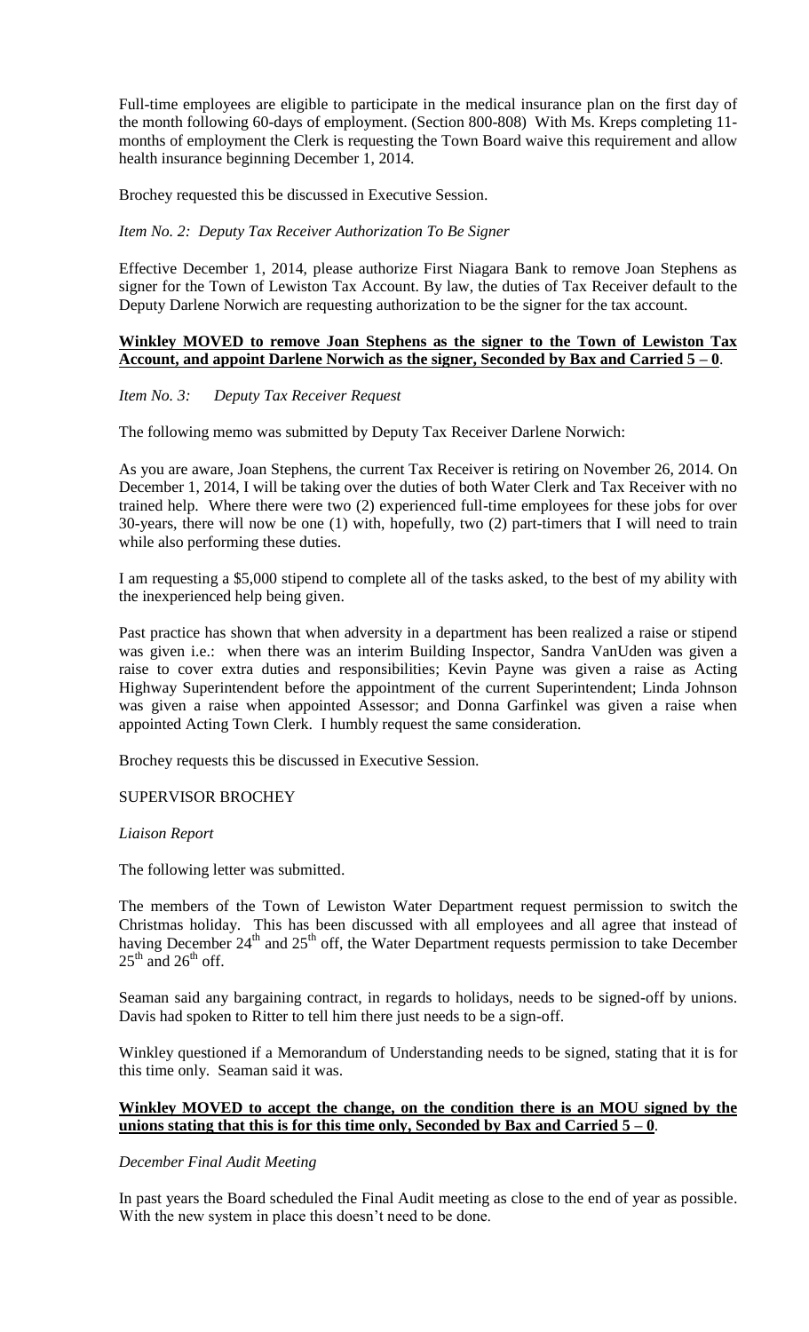Full-time employees are eligible to participate in the medical insurance plan on the first day of the month following 60-days of employment. (Section 800-808) With Ms. Kreps completing 11-months of employment the Clerk is requesting the Town Board waive this requirement and allow health insurance beginning December 1, 2014.

Brochey requested this be discussed in Executive Session.

*Item No. 2: Deputy Tax Receiver Authorization To Be Signer*

Effective December 1, 2014, please authorize First Niagara Bank to remove Joan Stephens as signer for the Town of Lewiston Tax Account. By law, the duties of Tax Receiver default to the Deputy Darlene Norwich are requesting authorization to be the signer for the tax account.

**Winkley MOVED to remove Joan Stephens as the signer to the Town of Lewiston Tax Account, and appoint Darlene Norwich as the signer, Seconded by Bax and Carried 5 – 0**.

*Item No. 3: Deputy Tax Receiver Request*

The following memo was submitted by Deputy Tax Receiver Darlene Norwich:

As you are aware, Joan Stephens, the current Tax Receiver is retiring on November 26, 2014. On December 1, 2014, I will be taking over the duties of both Water Clerk and Tax Receiver with no trained help. Where there were two (2) experienced full-time employees for these jobs for over 30-years, there will now be one (1) with, hopefully, two (2) part-timers that I will need to train while also performing these duties.

I am requesting a $5,000 stipend to complete all of the tasks asked, to the best of my ability with the inexperienced help being given.

Past practice has shown that when adversity in a department has been realized a raise or stipend was given i.e.: when there was an interim Building Inspector, Sandra VanUden was given a raise to cover extra duties and responsibilities; Kevin Payne was given a raise as Acting Highway Superintendent before the appointment of the current Superintendent; Linda Johnson was given a raise when appointed Assessor; and Donna Garfinkel was given a raise when appointed Acting Town Clerk. I humbly request the same consideration.

Brochey requests this be discussed in Executive Session.

SUPERVISOR BROCHEY

*Liaison Report*

The following letter was submitted.

The members of the Town of Lewiston Water Department request permission to switch the Christmas holiday. This has been discussed with all employees and all agree that instead of having December 24th and 25th off, the Water Department requests permission to take December 25th and 26th off.

Seaman said any bargaining contract, in regards to holidays, needs to be signed-off by unions. Davis had spoken to Ritter to tell him there just needs to be a sign-off.

Winkley questioned if a Memorandum of Understanding needs to be signed, stating that it is for this time only. Seaman said it was.

**Winkley MOVED to accept the change, on the condition there is an MOU signed by the unions stating that this is for this time only, Seconded by Bax and Carried 5 – 0**.

*December Final Audit Meeting*

In past years the Board scheduled the Final Audit meeting as close to the end of year as possible. With the new system in place this doesn't need to be done.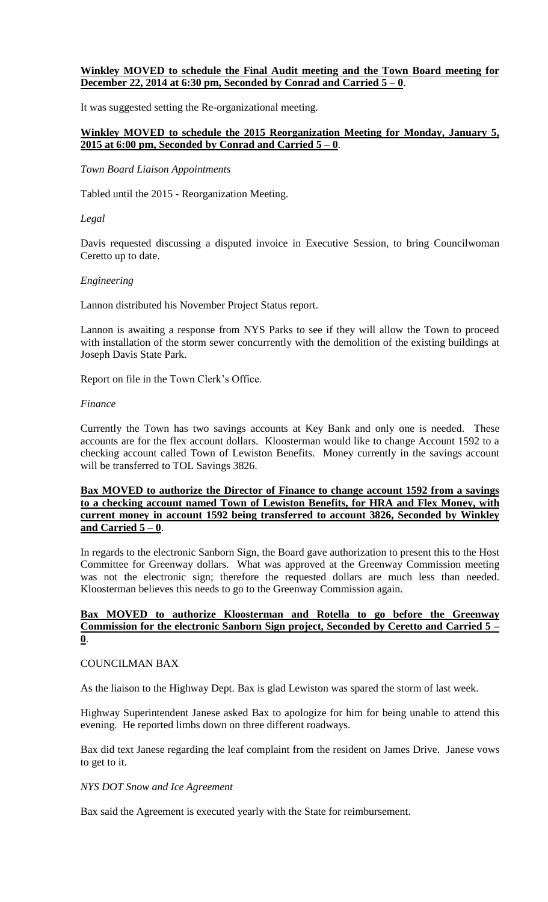**Winkley MOVED to schedule the Final Audit meeting and the Town Board meeting for December 22, 2014 at 6:30 pm, Seconded by Conrad and Carried 5 – 0**.

It was suggested setting the Re-organizational meeting.

**Winkley MOVED to schedule the 2015 Reorganization Meeting for Monday, January 5, 2015 at 6:00 pm, Seconded by Conrad and Carried 5 – 0**.

*Town Board Liaison Appointments*

Tabled until the 2015 - Reorganization Meeting.

*Legal*

Davis requested discussing a disputed invoice in Executive Session, to bring Councilwoman Ceretto up to date.

*Engineering*

Lannon distributed his November Project Status report.

Lannon is awaiting a response from NYS Parks to see if they will allow the Town to proceed with installation of the storm sewer concurrently with the demolition of the existing buildings at Joseph Davis State Park.

Report on file in the Town Clerk's Office.

*Finance*

Currently the Town has two savings accounts at Key Bank and only one is needed. These accounts are for the flex account dollars. Kloosterman would like to change Account 1592 to a checking account called Town of Lewiston Benefits. Money currently in the savings account will be transferred to TOL Savings 3826.

**Bax MOVED to authorize the Director of Finance to change account 1592 from a savings to a checking account named Town of Lewiston Benefits, for HRA and Flex Money, with current money in account 1592 being transferred to account 3826, Seconded by Winkley and Carried 5 – 0**.

In regards to the electronic Sanborn Sign, the Board gave authorization to present this to the Host Committee for Greenway dollars. What was approved at the Greenway Commission meeting was not the electronic sign; therefore the requested dollars are much less than needed. Kloosterman believes this needs to go to the Greenway Commission again.

**Bax MOVED to authorize Kloosterman and Rotella to go before the Greenway Commission for the electronic Sanborn Sign project, Seconded by Ceretto and Carried 5 – 0**.

COUNCILMAN BAX

As the liaison to the Highway Dept. Bax is glad Lewiston was spared the storm of last week.

Highway Superintendent Janese asked Bax to apologize for him for being unable to attend this evening. He reported limbs down on three different roadways.

Bax did text Janese regarding the leaf complaint from the resident on James Drive. Janese vows to get to it.

*NYS DOT Snow and Ice Agreement*

Bax said the Agreement is executed yearly with the State for reimbursement.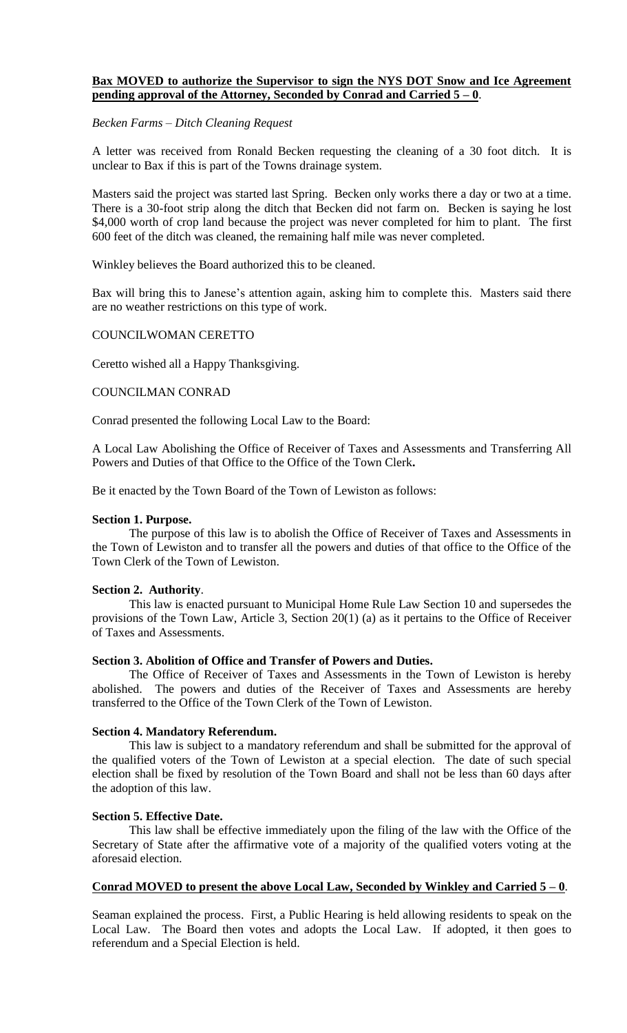**Bax MOVED to authorize the Supervisor to sign the NYS DOT Snow and Ice Agreement pending approval of the Attorney, Seconded by Conrad and Carried 5 – 0**.

*Becken Farms – Ditch Cleaning Request*

A letter was received from Ronald Becken requesting the cleaning of a 30 foot ditch. It is unclear to Bax if this is part of the Towns drainage system.

Masters said the project was started last Spring. Becken only works there a day or two at a time. There is a 30-foot strip along the ditch that Becken did not farm on. Becken is saying he lost $4,000 worth of crop land because the project was never completed for him to plant. The first 600 feet of the ditch was cleaned, the remaining half mile was never completed.

Winkley believes the Board authorized this to be cleaned.

Bax will bring this to Janese's attention again, asking him to complete this. Masters said there are no weather restrictions on this type of work.

COUNCILWOMAN CERETTO

Ceretto wished all a Happy Thanksgiving.

COUNCILMAN CONRAD

Conrad presented the following Local Law to the Board:

A Local Law Abolishing the Office of Receiver of Taxes and Assessments and Transferring All Powers and Duties of that Office to the Office of the Town Clerk**.**

Be it enacted by the Town Board of the Town of Lewiston as follows:

**Section 1. Purpose.**

The purpose of this law is to abolish the Office of Receiver of Taxes and Assessments in the Town of Lewiston and to transfer all the powers and duties of that office to the Office of the Town Clerk of the Town of Lewiston.

**Section 2. Authority**.

This law is enacted pursuant to Municipal Home Rule Law Section 10 and supersedes the provisions of the Town Law, Article 3, Section 20(1) (a) as it pertains to the Office of Receiver of Taxes and Assessments.

**Section 3. Abolition of Office and Transfer of Powers and Duties.**

The Office of Receiver of Taxes and Assessments in the Town of Lewiston is hereby abolished. The powers and duties of the Receiver of Taxes and Assessments are hereby transferred to the Office of the Town Clerk of the Town of Lewiston.

**Section 4. Mandatory Referendum.**

This law is subject to a mandatory referendum and shall be submitted for the approval of the qualified voters of the Town of Lewiston at a special election. The date of such special election shall be fixed by resolution of the Town Board and shall not be less than 60 days after the adoption of this law.

**Section 5. Effective Date.**

This law shall be effective immediately upon the filing of the law with the Office of the Secretary of State after the affirmative vote of a majority of the qualified voters voting at the aforesaid election.

**Conrad MOVED to present the above Local Law, Seconded by Winkley and Carried 5 – 0**.

Seaman explained the process. First, a Public Hearing is held allowing residents to speak on the Local Law. The Board then votes and adopts the Local Law. If adopted, it then goes to referendum and a Special Election is held.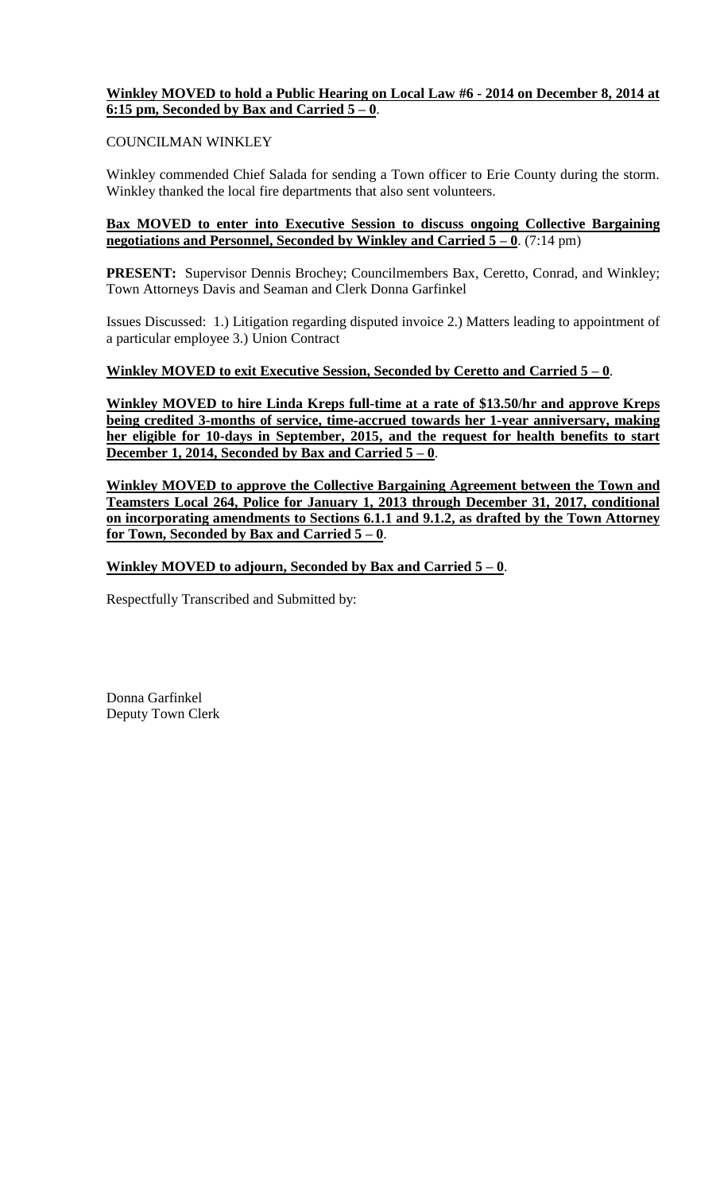**Winkley MOVED to hold a Public Hearing on Local Law #6 - 2014 on December 8, 2014 at 6:15 pm, Seconded by Bax and Carried 5 – 0**.

COUNCILMAN WINKLEY

Winkley commended Chief Salada for sending a Town officer to Erie County during the storm. Winkley thanked the local fire departments that also sent volunteers.

**Bax MOVED to enter into Executive Session to discuss ongoing Collective Bargaining negotiations and Personnel, Seconded by Winkley and Carried 5 – 0**. (7:14 pm)

**PRESENT:** Supervisor Dennis Brochey; Councilmembers Bax, Ceretto, Conrad, and Winkley; Town Attorneys Davis and Seaman and Clerk Donna Garfinkel

Issues Discussed: 1.) Litigation regarding disputed invoice 2.) Matters leading to appointment of a particular employee 3.) Union Contract

**Winkley MOVED to exit Executive Session, Seconded by Ceretto and Carried 5 – 0**.

**Winkley MOVED to hire Linda Kreps full-time at a rate of $13.50/hr and approve Kreps being credited 3-months of service, time-accrued towards her 1-year anniversary, making her eligible for 10-days in September, 2015, and the request for health benefits to start December 1, 2014, Seconded by Bax and Carried 5 – 0**.

**Winkley MOVED to approve the Collective Bargaining Agreement between the Town and Teamsters Local 264, Police for January 1, 2013 through December 31, 2017, conditional on incorporating amendments to Sections 6.1.1 and 9.1.2, as drafted by the Town Attorney for Town, Seconded by Bax and Carried 5 – 0**.

**Winkley MOVED to adjourn, Seconded by Bax and Carried 5 – 0**.

Respectfully Transcribed and Submitted by:

Donna Garfinkel
Deputy Town Clerk